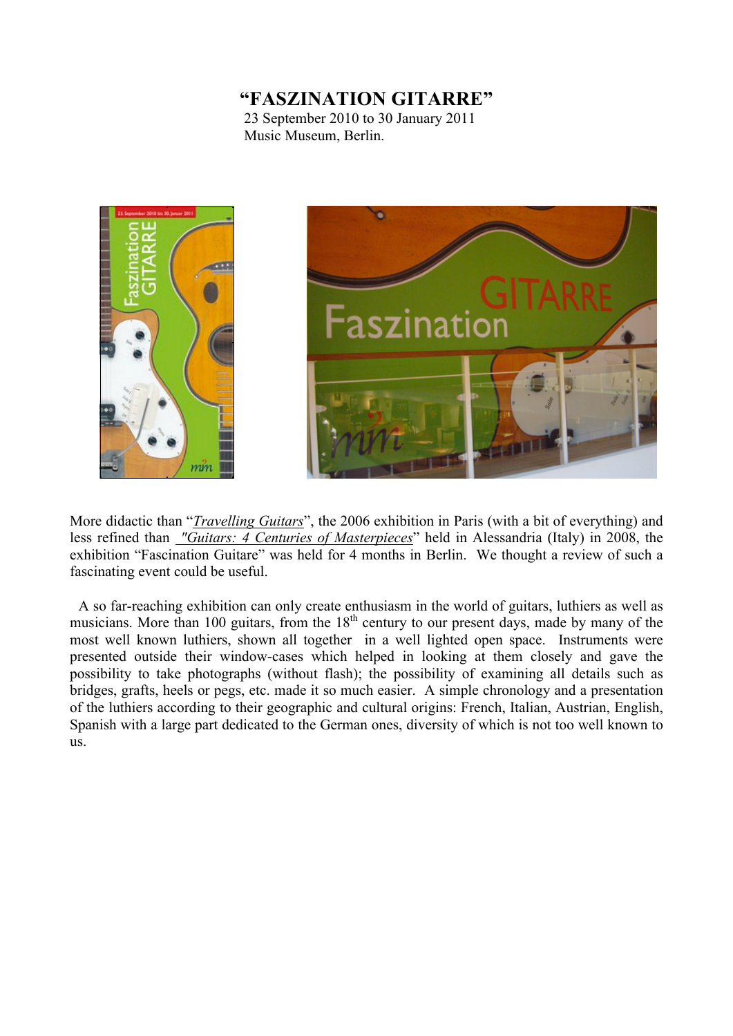# "FASZINATION GITARRE"

23 September 2010 to 30 January 2011
Music Museum, Berlin.

More didactic than "*Travelling Guitars*", the 2006 exhibition in Paris (with a bit of everything) and less refined than *"Guitars: 4 Centuries of Masterpieces*" held in Alessandria (Italy) in 2008, the exhibition "Fascination Guitare" was held for 4 months in Berlin. We thought a review of such a fascinating event could be useful.

A so far-reaching exhibition can only create enthusiasm in the world of guitars, luthiers as well as musicians. More than 100 guitars, from the 18th century to our present days, made by many of the most well known luthiers, shown all together in a well lighted open space. Instruments were presented outside their window-cases which helped in looking at them closely and gave the possibility to take photographs (without flash); the possibility of examining all details such as bridges, grafts, heels or pegs, etc. made it so much easier. A simple chronology and a presentation of the luthiers according to their geographic and cultural origins: French, Italian, Austrian, English, Spanish with a large part dedicated to the German ones, diversity of which is not too well known to us.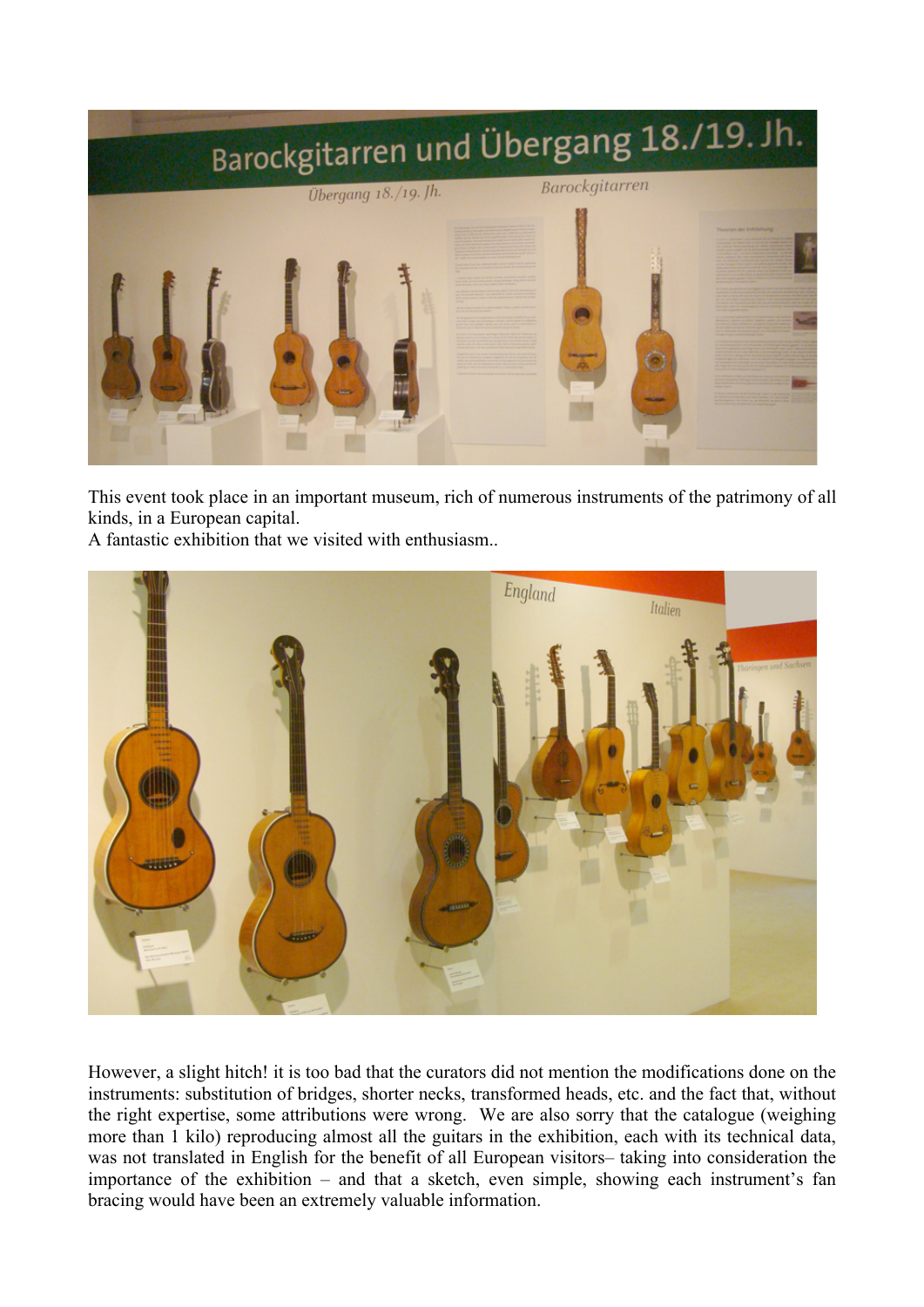This event took place in an important museum, rich of numerous instruments of the patrimony of all kinds, in a European capital.
A fantastic exhibition that we visited with enthusiasm..

However, a slight hitch! it is too bad that the curators did not mention the modifications done on the instruments: substitution of bridges, shorter necks, transformed heads, etc. and the fact that, without the right expertise, some attributions were wrong. We are also sorry that the catalogue (weighing more than 1 kilo) reproducing almost all the guitars in the exhibition, each with its technical data, was not translated in English for the benefit of all European visitors– taking into consideration the importance of the exhibition – and that a sketch, even simple, showing each instrument's fan bracing would have been an extremely valuable information.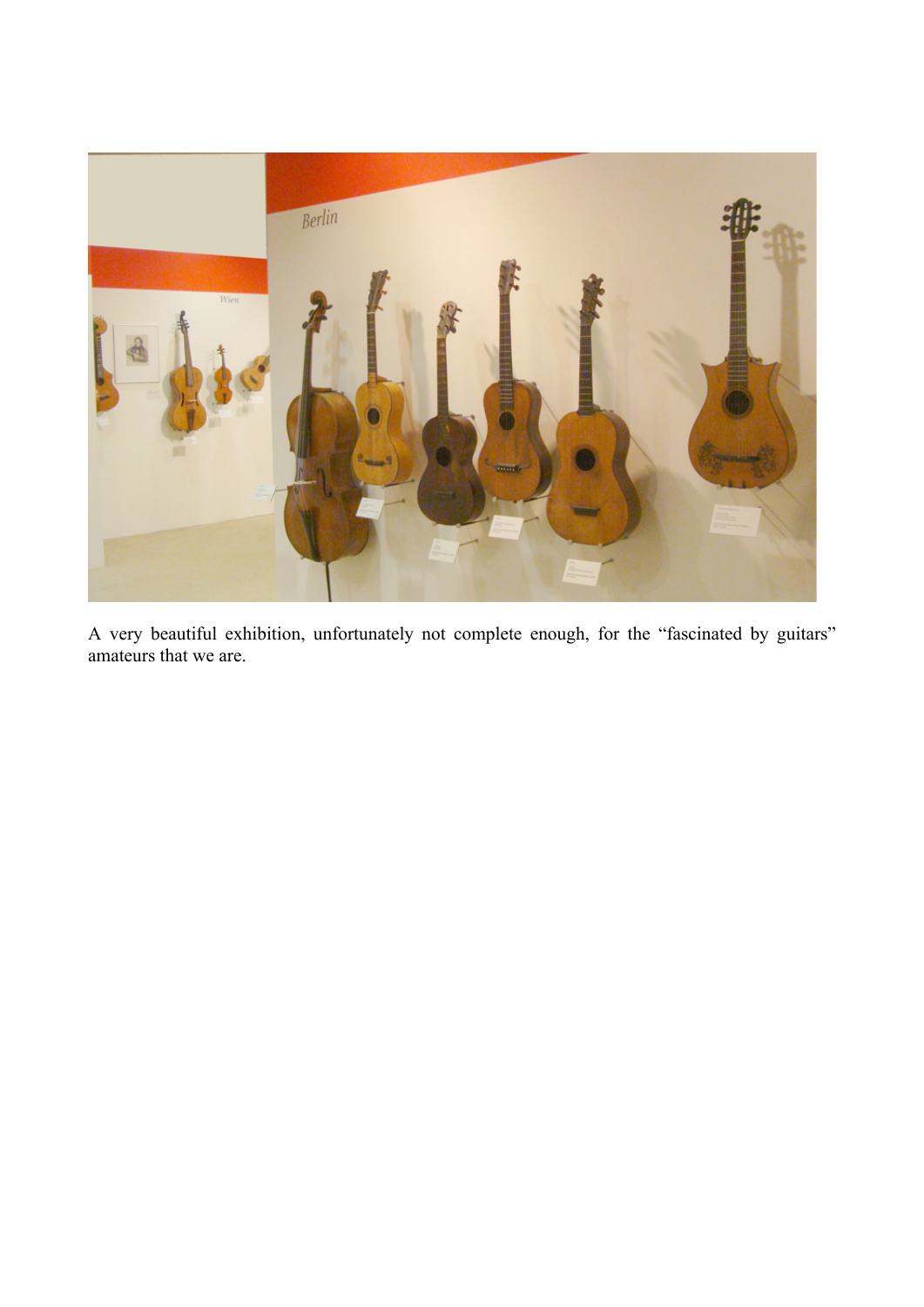A very beautiful exhibition, unfortunately not complete enough, for the "fascinated by guitars" amateurs that we are.